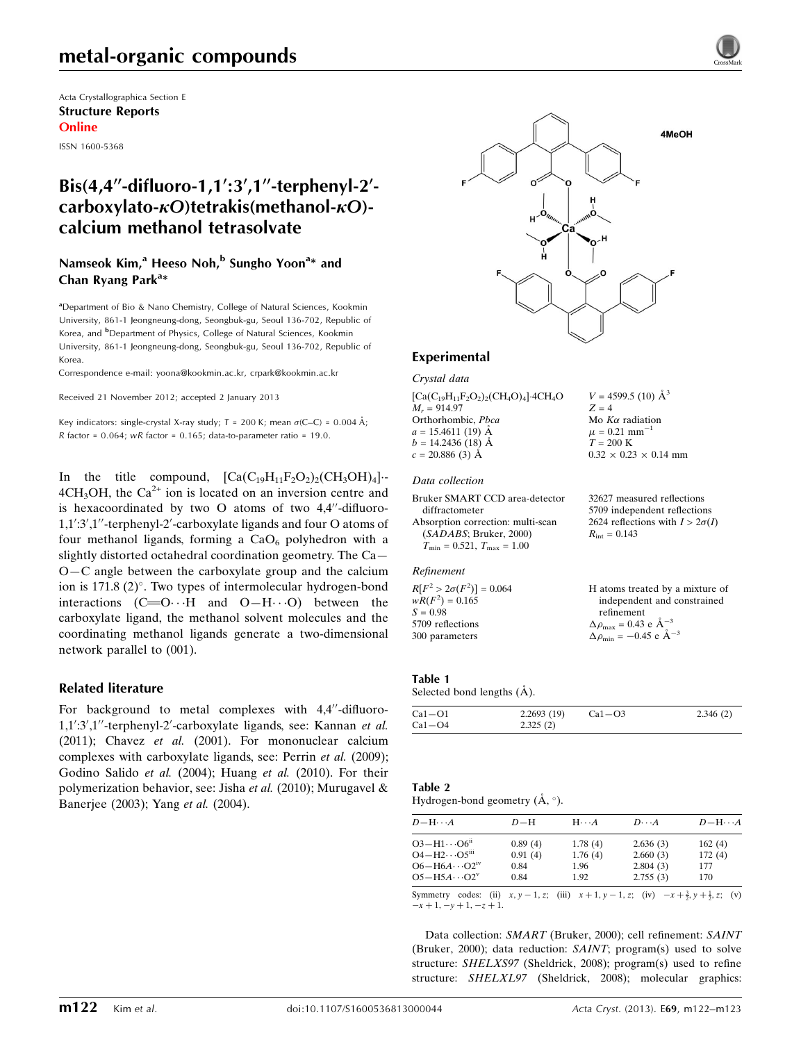Acta Crystallographica Section E

**Structure Reports Online**

ISSN 1600-5368

# Bis(4,4″-difluoro-1,1′:3′,1″-terphenyl-2′-carboxylato-κO)tetrakis(methanol-κO)-calcium methanol tetrasolvate

**Namseok Kim,[a] Heeso Noh,[b] Sungho Yoon[a]* and Chan Ryang Park[a]***

[a]Department of Bio & Nano Chemistry, College of Natural Sciences, Kookmin University, 861-1 Jeongneung-dong, Seongbuk-gu, Seoul 136-702, Republic of Korea, and [b]Department of Physics, College of Natural Sciences, Kookmin University, 861-1 Jeongneung-dong, Seongbuk-gu, Seoul 136-702, Republic of Korea.

Correspondence e-mail: yoona@kookmin.ac.kr, crpark@kookmin.ac.kr

Received 21 November 2012; accepted 2 January 2013

Key indicators: single-crystal X-ray study; $T$ = 200 K; mean $\sigma$(C–C) = 0.004 Å; $R$ factor = 0.064; $wR$ factor = 0.165; data-to-parameter ratio = 19.0.

In the title compound, $[Ca(C_{19}H_{11}F_2O_2)_2(CH_3OH)_4]\cdot 4CH_3OH$, the $Ca^{2+}$ ion is located on an inversion centre and is hexacoordinated by two O atoms of two 4,4″-difluoro-1,1′:3′,1″-terphenyl-2′-carboxylate ligands and four O atoms of four methanol ligands, forming a $CaO_6$ polyhedron with a slightly distorted octahedral coordination geometry. The Ca—O—C angle between the carboxylate group and the calcium ion is 171.8 (2)°. Two types of intermolecular hydrogen-bond interactions (C═O···H and O—H···O) between the carboxylate ligand, the methanol solvent molecules and the coordinating methanol ligands generate a two-dimensional network parallel to (001).

## Related literature

For background to metal complexes with 4,4″-difluoro-1,1′:3′,1″-terphenyl-2′-carboxylate ligands, see: Kannan *et al.* (2011); Chavez *et al.* (2001). For mononuclear calcium complexes with carboxylate ligands, see: Perrin *et al.* (2009); Godino Salido *et al.* (2004); Huang *et al.* (2010). For their polymerization behavior, see: Jisha *et al.* (2010); Murugavel & Banerjee (2003); Yang *et al.* (2004).

## Experimental

### Crystal data

$[Ca(C_{19}H_{11}F_2O_2)_2(CH_4O)_4]\cdot 4CH_4O$
$M_r$ = 914.97
Orthorhombic, $Pbca$
$a$ = 15.4611 (19) Å
$b$ = 14.2436 (18) Å
$c$ = 20.886 (3) Å
$V$ = 4599.5 (10) Å$^3$
$Z$ = 4
Mo $K\alpha$ radiation
$\mu$ = 0.21 mm$^{-1}$
$T$ = 200 K
0.32 × 0.23 × 0.14 mm

### Data collection

Bruker SMART CCD area-detector diffractometer
Absorption correction: multi-scan (*SADABS*; Bruker, 2000)
$T_{min}$ = 0.521, $T_{max}$ = 1.00
32627 measured reflections
5709 independent reflections
2624 reflections with $I > 2\sigma(I)$
$R_{int}$ = 0.143

### Refinement

$R[F^2 > 2\sigma(F^2)]$ = 0.064
$wR(F^2)$ = 0.165
$S$ = 0.98
5709 reflections
300 parameters
H atoms treated by a mixture of independent and constrained refinement
$\Delta\rho_{max}$ = 0.43 e Å$^{-3}$
$\Delta\rho_{min}$ = −0.45 e Å$^{-3}$

**Table 1**
Selected bond lengths (Å).

| | | | |
|---|---|---|---|
| Ca1—O1 | 2.2693 (19) | Ca1—O3 | 2.346 (2) |
| Ca1—O4 | 2.325 (2) | | |

**Table 2**
Hydrogen-bond geometry (Å, °).

| $D$—H···$A$ | $D$—H | H···$A$ | $D$···$A$ | $D$—H···$A$ |
|---|---|---|---|---|
| O3—H1···O6[ii] | 0.89 (4) | 1.78 (4) | 2.636 (3) | 162 (4) |
| O4—H2···O5[iii] | 0.91 (4) | 1.76 (4) | 2.660 (3) | 172 (4) |
| O6—H6A···O2[iv] | 0.84 | 1.96 | 2.804 (3) | 177 |
| O5—H5A···O2[v] | 0.84 | 1.92 | 2.755 (3) | 170 |

Symmetry codes: (ii) $x, y-1, z$; (iii) $x+1, y-1, z$; (iv) $-x+\frac{3}{2}, y+\frac{1}{2}, z$; (v) $-x+1, -y+1, -z+1$.

Data collection: *SMART* (Bruker, 2000); cell refinement: *SAINT* (Bruker, 2000); data reduction: *SAINT*; program(s) used to solve structure: *SHELXS97* (Sheldrick, 2008); program(s) used to refine structure: *SHELXL97* (Sheldrick, 2008); molecular graphics: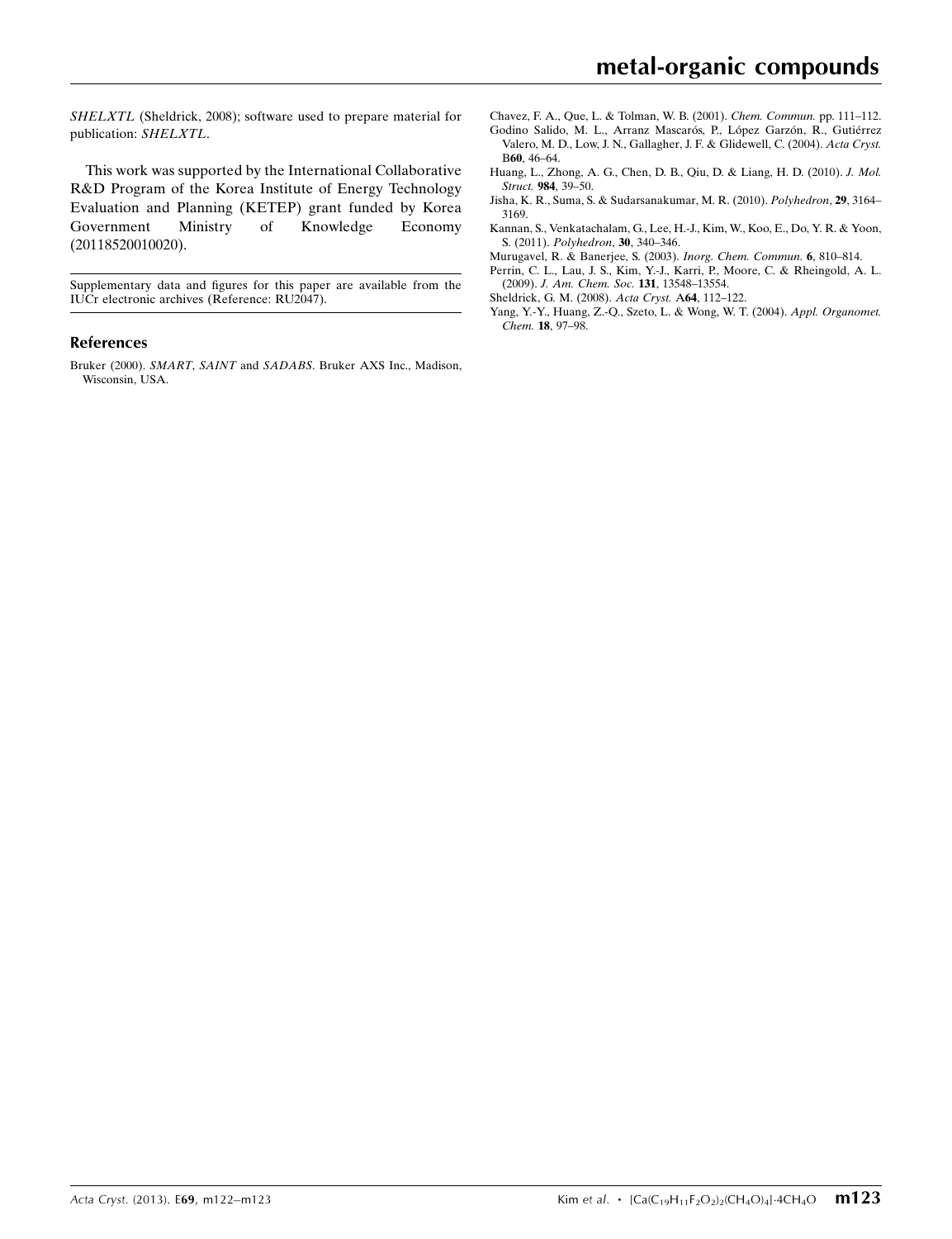*SHELXTL* (Sheldrick, 2008); software used to prepare material for publication: *SHELXTL*.

This work was supported by the International Collaborative R&D Program of the Korea Institute of Energy Technology Evaluation and Planning (KETEP) grant funded by Korea Government Ministry of Knowledge Economy (20118520010020).

Supplementary data and figures for this paper are available from the IUCr electronic archives (Reference: RU2047).

## References

Bruker (2000). *SMART*, *SAINT* and *SADABS*. Bruker AXS Inc., Madison, Wisconsin, USA.

Chavez, F. A., Que, L. & Tolman, W. B. (2001). *Chem. Commun.* pp. 111–112.

Godino Salido, M. L., Arranz Mascarós, P., López Garzón, R., Gutiérrez Valero, M. D., Low, J. N., Gallagher, J. F. & Glidewell, C. (2004). *Acta Cryst.* B**60**, 46–64.

Huang, L., Zhong, A. G., Chen, D. B., Qiu, D. & Liang, H. D. (2010). *J. Mol. Struct.* **984**, 39–50.

Jisha, K. R., Suma, S. & Sudarsanakumar, M. R. (2010). *Polyhedron*, **29**, 3164–3169.

Kannan, S., Venkatachalam, G., Lee, H.-J., Kim, W., Koo, E., Do, Y. R. & Yoon, S. (2011). *Polyhedron*, **30**, 340–346.

Murugavel, R. & Banerjee, S. (2003). *Inorg. Chem. Commun.* **6**, 810–814.

Perrin, C. L., Lau, J. S., Kim, Y.-J., Karri, P., Moore, C. & Rheingold, A. L. (2009). *J. Am. Chem. Soc.* **131**, 13548–13554.

Sheldrick, G. M. (2008). *Acta Cryst.* A**64**, 112–122.

Yang, Y.-Y., Huang, Z.-Q., Szeto, L. & Wong, W. T. (2004). *Appl. Organomet. Chem.* **18**, 97–98.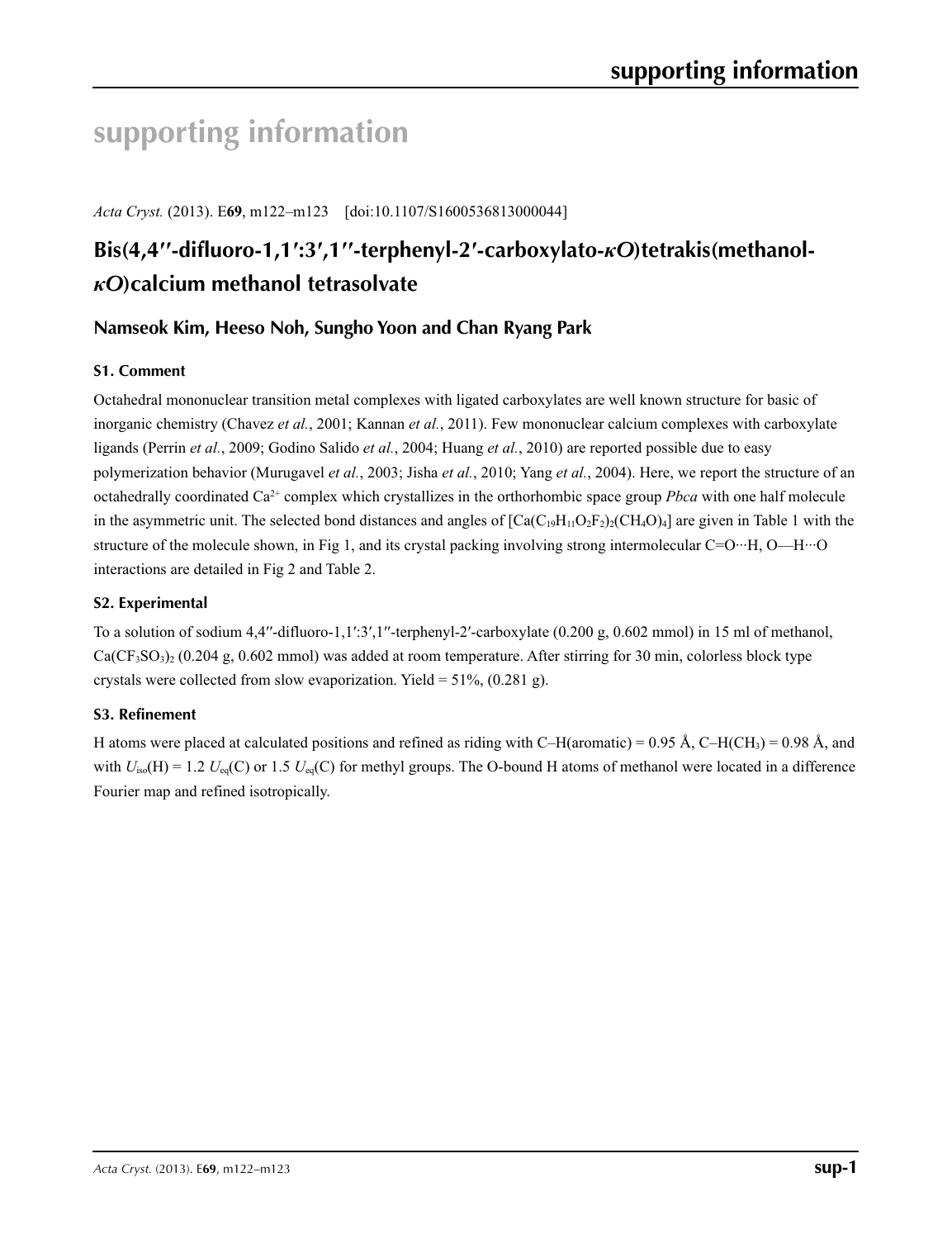# supporting information

*Acta Cryst.* (2013). E**69**, m122–m123 [doi:10.1107/S1600536813000044]

## Bis(4,4′′-difluoro-1,1′:3′,1′′-terphenyl-2′-carboxylato-*κO*)tetrakis(methanol-*κO*)calcium methanol tetrasolvate

### Namseok Kim, Heeso Noh, Sungho Yoon and Chan Ryang Park

### S1. Comment

Octahedral mononuclear transition metal complexes with ligated carboxylates are well known structure for basic of inorganic chemistry (Chavez *et al.*, 2001; Kannan *et al.*, 2011). Few mononuclear calcium complexes with carboxylate ligands (Perrin *et al.*, 2009; Godino Salido *et al.*, 2004; Huang *et al.*, 2010) are reported possible due to easy polymerization behavior (Murugavel *et al.*, 2003; Jisha *et al.*, 2010; Yang *et al.*, 2004). Here, we report the structure of an octahedrally coordinated $Ca^{2+}$ complex which crystallizes in the orthorhombic space group *Pbca* with one half molecule in the asymmetric unit. The selected bond distances and angles of $[Ca(C_{19}H_{11}O_2F_2)_2(CH_4O)_4]$ are given in Table 1 with the structure of the molecule shown, in Fig 1, and its crystal packing involving strong intermolecular C=O···H, O—H···O interactions are detailed in Fig 2 and Table 2.

### S2. Experimental

To a solution of sodium 4,4′′-difluoro-1,1′:3′,1′′-terphenyl-2′-carboxylate (0.200 g, 0.602 mmol) in 15 ml of methanol, $Ca(CF_3SO_3)_2$ (0.204 g, 0.602 mmol) was added at room temperature. After stirring for 30 min, colorless block type crystals were collected from slow evaporization. Yield = 51%, (0.281 g).

### S3. Refinement

H atoms were placed at calculated positions and refined as riding with C–H(aromatic) = 0.95 Å, C–H($CH_3$) = 0.98 Å, and with $U_{iso}(H) = 1.2\ U_{eq}(C)$ or $1.5\ U_{eq}(C)$ for methyl groups. The O-bound H atoms of methanol were located in a difference Fourier map and refined isotropically.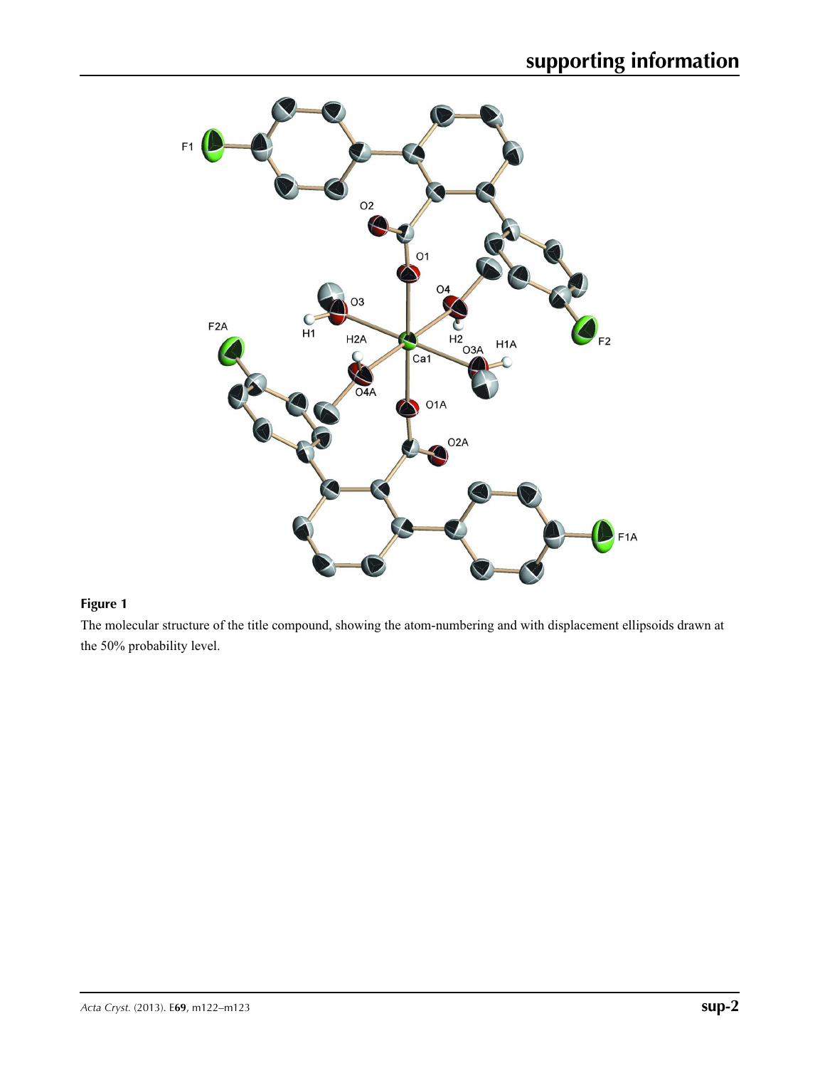**Figure 1**

The molecular structure of the title compound, showing the atom-numbering and with displacement ellipsoids drawn at the 50% probability level.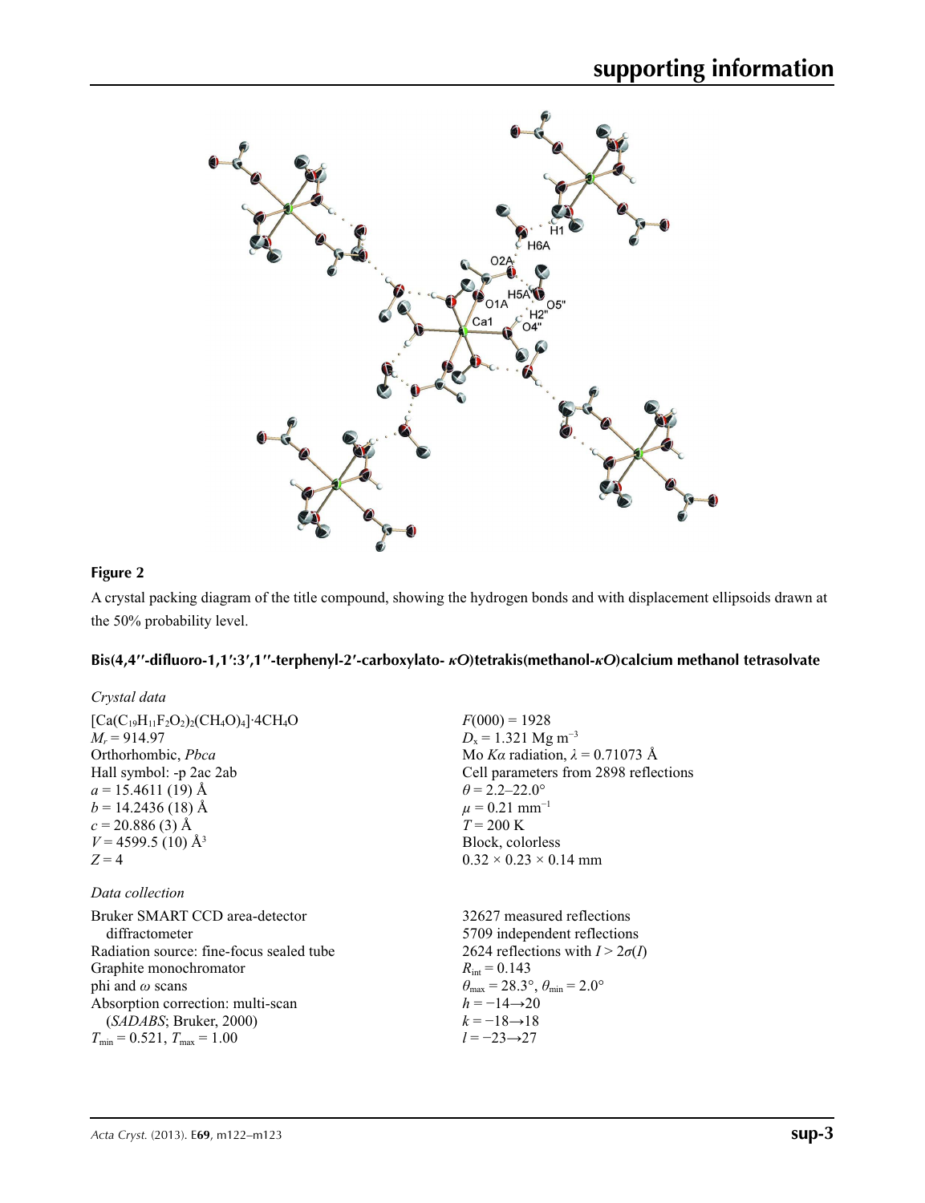**Figure 2**

A crystal packing diagram of the title compound, showing the hydrogen bonds and with displacement ellipsoids drawn at the 50% probability level.

## Bis(4,4′′-difluoro-1,1′:3′,1′′-terphenyl-2′-carboxylato- *κO*)tetrakis(methanol-*κO*)calcium methanol tetrasolvate

### *Crystal data*

| | |
|---|---|
| $[Ca(C_{19}H_{11}F_2O_2)_2(CH_4O)_4]\cdot 4CH_4O$ | $F(000) = 1928$ |
| $M_r = 914.97$ | $D_x = 1.321$ Mg m$^{-3}$ |
| Orthorhombic, *Pbca* | Mo *Kα* radiation, $\lambda = 0.71073$ Å |
| Hall symbol: -p 2ac 2ab | Cell parameters from 2898 reflections |
| $a = 15.4611$ (19) Å | $\theta = 2.2–22.0°$ |
| $b = 14.2436$ (18) Å | $\mu = 0.21$ mm$^{-1}$ |
| $c = 20.886$ (3) Å | $T = 200$ K |
| $V = 4599.5$ (10) Å$^3$ | Block, colorless |
| $Z = 4$ | $0.32 \times 0.23 \times 0.14$ mm |

### *Data collection*

| | |
|---|---|
| Bruker SMART CCD area-detector diffractometer | 32627 measured reflections |
| Radiation source: fine-focus sealed tube | 5709 independent reflections |
| Graphite monochromator | 2624 reflections with $I > 2\sigma(I)$ |
| phi and $\omega$ scans | $R_{int} = 0.143$ |
| Absorption correction: multi-scan (*SADABS*; Bruker, 2000) | $\theta_{max} = 28.3°$, $\theta_{min} = 2.0°$ |
| $T_{min} = 0.521$, $T_{max} = 1.00$ | $h = -14 \rightarrow 20$ |
| | $k = -18 \rightarrow 18$ |
| | $l = -23 \rightarrow 27$ |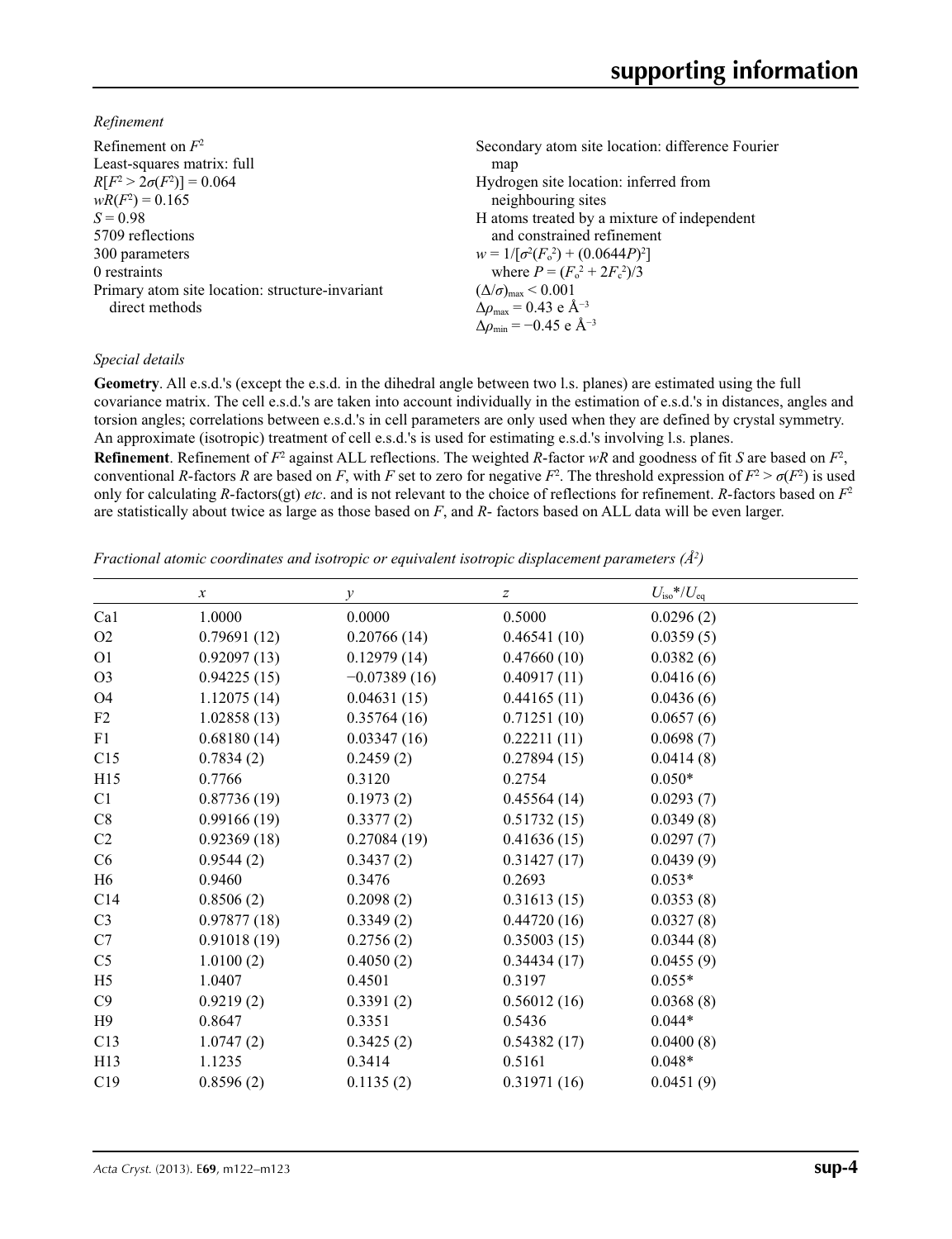*Refinement*

Refinement on $F^2$
Least-squares matrix: full
$R[F^2 > 2\sigma(F^2)] = 0.064$
$wR(F^2) = 0.165$
$S = 0.98$
5709 reflections
300 parameters
0 restraints
Primary atom site location: structure-invariant direct methods
Secondary atom site location: difference Fourier map
Hydrogen site location: inferred from neighbouring sites
H atoms treated by a mixture of independent and constrained refinement
$w = 1/[\sigma^2(F_o^2) + (0.0644P)^2]$
where $P = (F_o^2 + 2F_c^2)/3$
$(\Delta/\sigma)_{max} < 0.001$
$\Delta\rho_{max} = 0.43$ e Å$^{-3}$
$\Delta\rho_{min} = -0.45$ e Å$^{-3}$

*Special details*

**Geometry**. All e.s.d.'s (except the e.s.d. in the dihedral angle between two l.s. planes) are estimated using the full covariance matrix. The cell e.s.d.'s are taken into account individually in the estimation of e.s.d.'s in distances, angles and torsion angles; correlations between e.s.d.'s in cell parameters are only used when they are defined by crystal symmetry. An approximate (isotropic) treatment of cell e.s.d.'s is used for estimating e.s.d.'s involving l.s. planes.

**Refinement**. Refinement of $F^2$ against ALL reflections. The weighted $R$-factor $wR$ and goodness of fit $S$ are based on $F^2$, conventional $R$-factors $R$ are based on $F$, with $F$ set to zero for negative $F^2$. The threshold expression of $F^2 > \sigma(F^2)$ is used only for calculating $R$-factors(gt) *etc*. and is not relevant to the choice of reflections for refinement. $R$-factors based on $F^2$ are statistically about twice as large as those based on $F$, and $R$- factors based on ALL data will be even larger.

*Fractional atomic coordinates and isotropic or equivalent isotropic displacement parameters (Å$^2$)*

| | $x$ | $y$ | $z$ | $U_{iso}$*/$U_{eq}$ |
|---|---|---|---|---|
| Ca1 | 1.0000 | 0.0000 | 0.5000 | 0.0296 (2) |
| O2 | 0.79691 (12) | 0.20766 (14) | 0.46541 (10) | 0.0359 (5) |
| O1 | 0.92097 (13) | 0.12979 (14) | 0.47660 (10) | 0.0382 (6) |
| O3 | 0.94225 (15) | −0.07389 (16) | 0.40917 (11) | 0.0416 (6) |
| O4 | 1.12075 (14) | 0.04631 (15) | 0.44165 (11) | 0.0436 (6) |
| F2 | 1.02858 (13) | 0.35764 (16) | 0.71251 (10) | 0.0657 (6) |
| F1 | 0.68180 (14) | 0.03347 (16) | 0.22211 (11) | 0.0698 (7) |
| C15 | 0.7834 (2) | 0.2459 (2) | 0.27894 (15) | 0.0414 (8) |
| H15 | 0.7766 | 0.3120 | 0.2754 | 0.050* |
| C1 | 0.87736 (19) | 0.1973 (2) | 0.45564 (14) | 0.0293 (7) |
| C8 | 0.99166 (19) | 0.3377 (2) | 0.51732 (15) | 0.0349 (8) |
| C2 | 0.92369 (18) | 0.27084 (19) | 0.41636 (15) | 0.0297 (7) |
| C6 | 0.9544 (2) | 0.3437 (2) | 0.31427 (17) | 0.0439 (9) |
| H6 | 0.9460 | 0.3476 | 0.2693 | 0.053* |
| C14 | 0.8506 (2) | 0.2098 (2) | 0.31613 (15) | 0.0353 (8) |
| C3 | 0.97877 (18) | 0.3349 (2) | 0.44720 (16) | 0.0327 (8) |
| C7 | 0.91018 (19) | 0.2756 (2) | 0.35003 (15) | 0.0344 (8) |
| C5 | 1.0100 (2) | 0.4050 (2) | 0.34434 (17) | 0.0455 (9) |
| H5 | 1.0407 | 0.4501 | 0.3197 | 0.055* |
| C9 | 0.9219 (2) | 0.3391 (2) | 0.56012 (16) | 0.0368 (8) |
| H9 | 0.8647 | 0.3351 | 0.5436 | 0.044* |
| C13 | 1.0747 (2) | 0.3425 (2) | 0.54382 (17) | 0.0400 (8) |
| H13 | 1.1235 | 0.3414 | 0.5161 | 0.048* |
| C19 | 0.8596 (2) | 0.1135 (2) | 0.31971 (16) | 0.0451 (9) |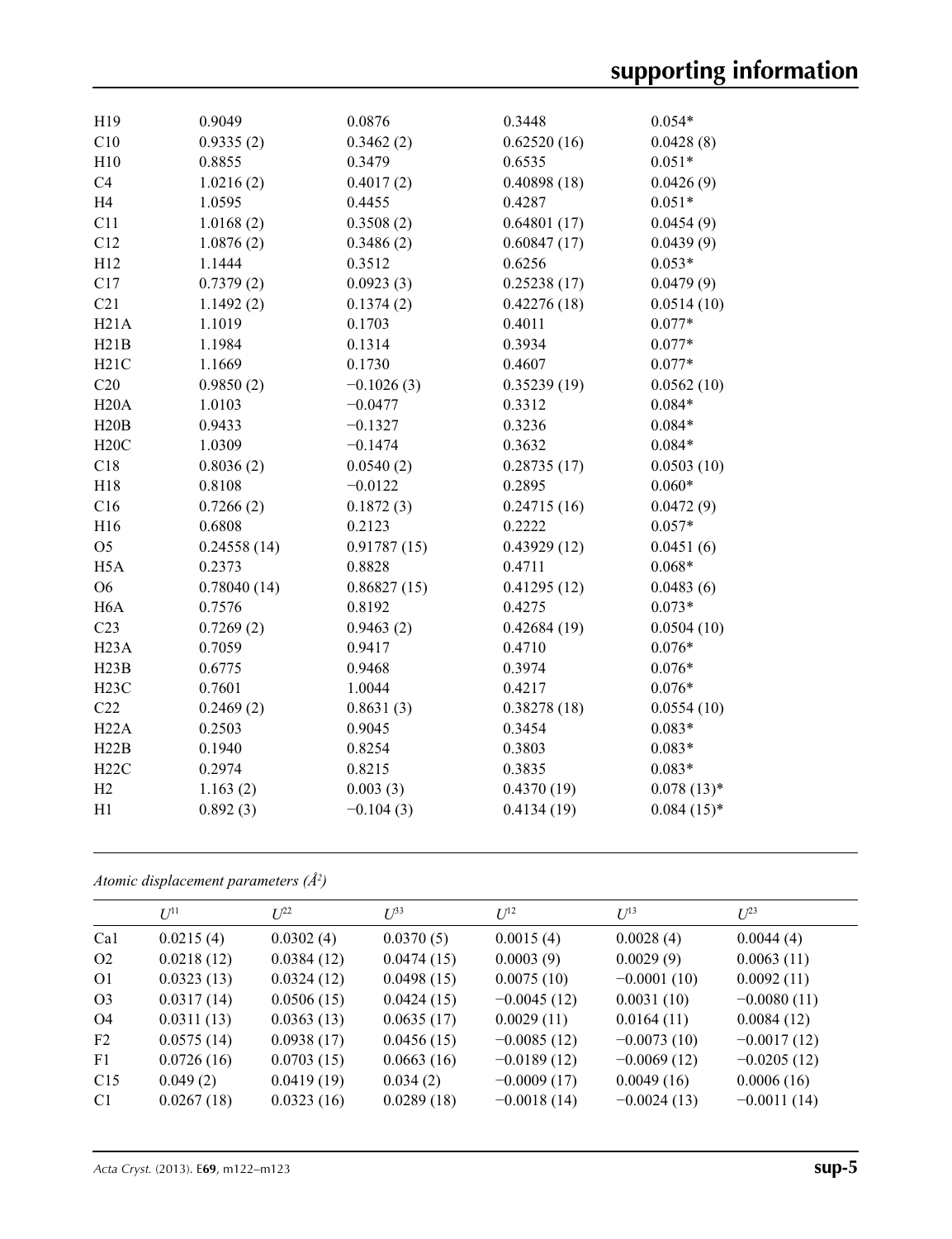| | | | | |
|---|---|---|---|---|
| H19 | 0.9049 | 0.0876 | 0.3448 | 0.054* |
| C10 | 0.9335 (2) | 0.3462 (2) | 0.62520 (16) | 0.0428 (8) |
| H10 | 0.8855 | 0.3479 | 0.6535 | 0.051* |
| C4 | 1.0216 (2) | 0.4017 (2) | 0.40898 (18) | 0.0426 (9) |
| H4 | 1.0595 | 0.4455 | 0.4287 | 0.051* |
| C11 | 1.0168 (2) | 0.3508 (2) | 0.64801 (17) | 0.0454 (9) |
| C12 | 1.0876 (2) | 0.3486 (2) | 0.60847 (17) | 0.0439 (9) |
| H12 | 1.1444 | 0.3512 | 0.6256 | 0.053* |
| C17 | 0.7379 (2) | 0.0923 (3) | 0.25238 (17) | 0.0479 (9) |
| C21 | 1.1492 (2) | 0.1374 (2) | 0.42276 (18) | 0.0514 (10) |
| H21A | 1.1019 | 0.1703 | 0.4011 | 0.077* |
| H21B | 1.1984 | 0.1314 | 0.3934 | 0.077* |
| H21C | 1.1669 | 0.1730 | 0.4607 | 0.077* |
| C20 | 0.9850 (2) | −0.1026 (3) | 0.35239 (19) | 0.0562 (10) |
| H20A | 1.0103 | −0.0477 | 0.3312 | 0.084* |
| H20B | 0.9433 | −0.1327 | 0.3236 | 0.084* |
| H20C | 1.0309 | −0.1474 | 0.3632 | 0.084* |
| C18 | 0.8036 (2) | 0.0540 (2) | 0.28735 (17) | 0.0503 (10) |
| H18 | 0.8108 | −0.0122 | 0.2895 | 0.060* |
| C16 | 0.7266 (2) | 0.1872 (3) | 0.24715 (16) | 0.0472 (9) |
| H16 | 0.6808 | 0.2123 | 0.2222 | 0.057* |
| O5 | 0.24558 (14) | 0.91787 (15) | 0.43929 (12) | 0.0451 (6) |
| H5A | 0.2373 | 0.8828 | 0.4711 | 0.068* |
| O6 | 0.78040 (14) | 0.86827 (15) | 0.41295 (12) | 0.0483 (6) |
| H6A | 0.7576 | 0.8192 | 0.4275 | 0.073* |
| C23 | 0.7269 (2) | 0.9463 (2) | 0.42684 (19) | 0.0504 (10) |
| H23A | 0.7059 | 0.9417 | 0.4710 | 0.076* |
| H23B | 0.6775 | 0.9468 | 0.3974 | 0.076* |
| H23C | 0.7601 | 1.0044 | 0.4217 | 0.076* |
| C22 | 0.2469 (2) | 0.8631 (3) | 0.38278 (18) | 0.0554 (10) |
| H22A | 0.2503 | 0.9045 | 0.3454 | 0.083* |
| H22B | 0.1940 | 0.8254 | 0.3803 | 0.083* |
| H22C | 0.2974 | 0.8215 | 0.3835 | 0.083* |
| H2 | 1.163 (2) | 0.003 (3) | 0.4370 (19) | 0.078 (13)* |
| H1 | 0.892 (3) | −0.104 (3) | 0.4134 (19) | 0.084 (15)* |

*Atomic displacement parameters (Å²)*

| | $U^{11}$ | $U^{22}$ | $U^{33}$ | $U^{12}$ | $U^{13}$ | $U^{23}$ |
|---|---|---|---|---|---|---|
| Ca1 | 0.0215 (4) | 0.0302 (4) | 0.0370 (5) | 0.0015 (4) | 0.0028 (4) | 0.0044 (4) |
| O2 | 0.0218 (12) | 0.0384 (12) | 0.0474 (15) | 0.0003 (9) | 0.0029 (9) | 0.0063 (11) |
| O1 | 0.0323 (13) | 0.0324 (12) | 0.0498 (15) | 0.0075 (10) | −0.0001 (10) | 0.0092 (11) |
| O3 | 0.0317 (14) | 0.0506 (15) | 0.0424 (15) | −0.0045 (12) | 0.0031 (10) | −0.0080 (11) |
| O4 | 0.0311 (13) | 0.0363 (13) | 0.0635 (17) | 0.0029 (11) | 0.0164 (11) | 0.0084 (12) |
| F2 | 0.0575 (14) | 0.0938 (17) | 0.0456 (15) | −0.0085 (12) | −0.0073 (10) | −0.0017 (12) |
| F1 | 0.0726 (16) | 0.0703 (15) | 0.0663 (16) | −0.0189 (12) | −0.0069 (12) | −0.0205 (12) |
| C15 | 0.049 (2) | 0.0419 (19) | 0.034 (2) | −0.0009 (17) | 0.0049 (16) | 0.0006 (16) |
| C1 | 0.0267 (18) | 0.0323 (16) | 0.0289 (18) | −0.0018 (14) | −0.0024 (13) | −0.0011 (14) |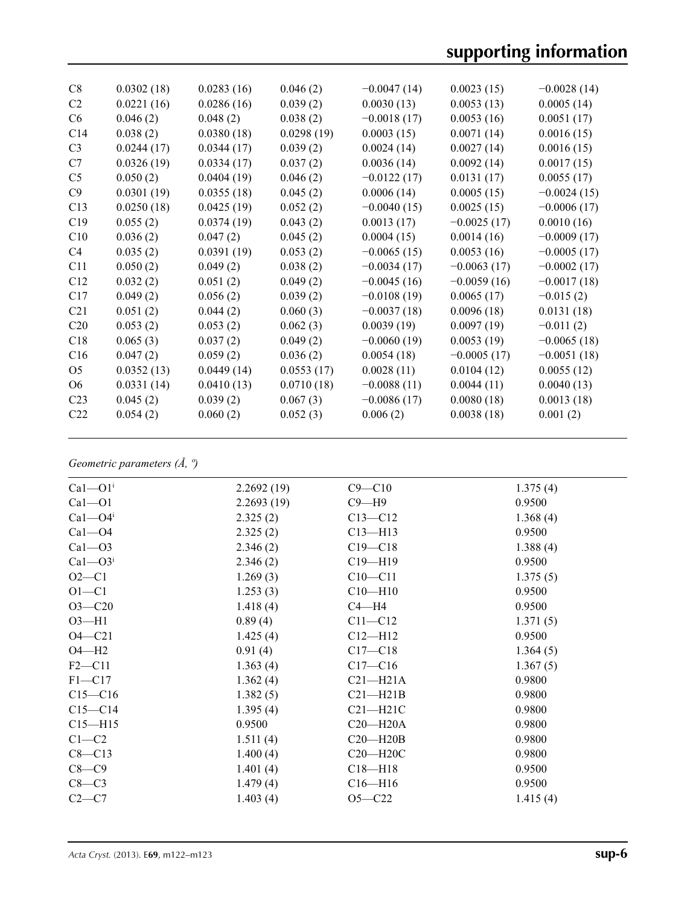| | | | | | | |
|---|---|---|---|---|---|---|
| C8 | 0.0302 (18) | 0.0283 (16) | 0.046 (2) | −0.0047 (14) | 0.0023 (15) | −0.0028 (14) |
| C2 | 0.0221 (16) | 0.0286 (16) | 0.039 (2) | 0.0030 (13) | 0.0053 (13) | 0.0005 (14) |
| C6 | 0.046 (2) | 0.048 (2) | 0.038 (2) | −0.0018 (17) | 0.0053 (16) | 0.0051 (17) |
| C14 | 0.038 (2) | 0.0380 (18) | 0.0298 (19) | 0.0003 (15) | 0.0071 (14) | 0.0016 (15) |
| C3 | 0.0244 (17) | 0.0344 (17) | 0.039 (2) | 0.0024 (14) | 0.0027 (14) | 0.0016 (15) |
| C7 | 0.0326 (19) | 0.0334 (17) | 0.037 (2) | 0.0036 (14) | 0.0092 (14) | 0.0017 (15) |
| C5 | 0.050 (2) | 0.0404 (19) | 0.046 (2) | −0.0122 (17) | 0.0131 (17) | 0.0055 (17) |
| C9 | 0.0301 (19) | 0.0355 (18) | 0.045 (2) | 0.0006 (14) | 0.0005 (15) | −0.0024 (15) |
| C13 | 0.0250 (18) | 0.0425 (19) | 0.052 (2) | −0.0040 (15) | 0.0025 (15) | −0.0006 (17) |
| C19 | 0.055 (2) | 0.0374 (19) | 0.043 (2) | 0.0013 (17) | −0.0025 (17) | 0.0010 (16) |
| C10 | 0.036 (2) | 0.047 (2) | 0.045 (2) | 0.0004 (15) | 0.0014 (16) | −0.0009 (17) |
| C4 | 0.035 (2) | 0.0391 (19) | 0.053 (2) | −0.0065 (15) | 0.0053 (16) | −0.0005 (17) |
| C11 | 0.050 (2) | 0.049 (2) | 0.038 (2) | −0.0034 (17) | −0.0063 (17) | −0.0002 (17) |
| C12 | 0.032 (2) | 0.051 (2) | 0.049 (2) | −0.0045 (16) | −0.0059 (16) | −0.0017 (18) |
| C17 | 0.049 (2) | 0.056 (2) | 0.039 (2) | −0.0108 (19) | 0.0065 (17) | −0.015 (2) |
| C21 | 0.051 (2) | 0.044 (2) | 0.060 (3) | −0.0037 (18) | 0.0096 (18) | 0.0131 (18) |
| C20 | 0.053 (2) | 0.053 (2) | 0.062 (3) | 0.0039 (19) | 0.0097 (19) | −0.011 (2) |
| C18 | 0.065 (3) | 0.037 (2) | 0.049 (2) | −0.0060 (19) | 0.0053 (19) | −0.0065 (18) |
| C16 | 0.047 (2) | 0.059 (2) | 0.036 (2) | 0.0054 (18) | −0.0005 (17) | −0.0051 (18) |
| O5 | 0.0352 (13) | 0.0449 (14) | 0.0553 (17) | 0.0028 (11) | 0.0104 (12) | 0.0055 (12) |
| O6 | 0.0331 (14) | 0.0410 (13) | 0.0710 (18) | −0.0088 (11) | 0.0044 (11) | 0.0040 (13) |
| C23 | 0.045 (2) | 0.039 (2) | 0.067 (3) | −0.0086 (17) | 0.0080 (18) | 0.0013 (18) |
| C22 | 0.054 (2) | 0.060 (2) | 0.052 (3) | 0.006 (2) | 0.0038 (18) | 0.001 (2) |

*Geometric parameters (Å, º)*

| | | | |
|---|---|---|---|
| Ca1—O1[i] | 2.2692 (19) | C9—C10 | 1.375 (4) |
| Ca1—O1 | 2.2693 (19) | C9—H9 | 0.9500 |
| Ca1—O4[i] | 2.325 (2) | C13—C12 | 1.368 (4) |
| Ca1—O4 | 2.325 (2) | C13—H13 | 0.9500 |
| Ca1—O3 | 2.346 (2) | C19—C18 | 1.388 (4) |
| Ca1—O3[i] | 2.346 (2) | C19—H19 | 0.9500 |
| O2—C1 | 1.269 (3) | C10—C11 | 1.375 (5) |
| O1—C1 | 1.253 (3) | C10—H10 | 0.9500 |
| O3—C20 | 1.418 (4) | C4—H4 | 0.9500 |
| O3—H1 | 0.89 (4) | C11—C12 | 1.371 (5) |
| O4—C21 | 1.425 (4) | C12—H12 | 0.9500 |
| O4—H2 | 0.91 (4) | C17—C18 | 1.364 (5) |
| F2—C11 | 1.363 (4) | C17—C16 | 1.367 (5) |
| F1—C17 | 1.362 (4) | C21—H21A | 0.9800 |
| C15—C16 | 1.382 (5) | C21—H21B | 0.9800 |
| C15—C14 | 1.395 (4) | C21—H21C | 0.9800 |
| C15—H15 | 0.9500 | C20—H20A | 0.9800 |
| C1—C2 | 1.511 (4) | C20—H20B | 0.9800 |
| C8—C13 | 1.400 (4) | C20—H20C | 0.9800 |
| C8—C9 | 1.401 (4) | C18—H18 | 0.9500 |
| C8—C3 | 1.479 (4) | C16—H16 | 0.9500 |
| C2—C7 | 1.403 (4) | O5—C22 | 1.415 (4) |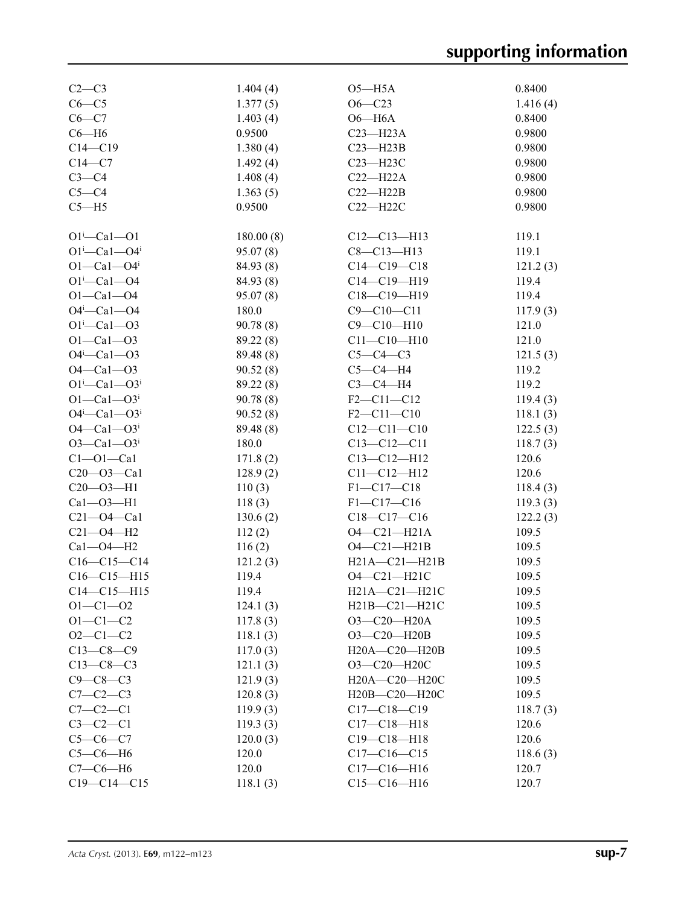| | | | |
|---|---|---|---|
| C2—C3 | 1.404 (4) | O5—H5A | 0.8400 |
| C6—C5 | 1.377 (5) | O6—C23 | 1.416 (4) |
| C6—C7 | 1.403 (4) | O6—H6A | 0.8400 |
| C6—H6 | 0.9500 | C23—H23A | 0.9800 |
| C14—C19 | 1.380 (4) | C23—H23B | 0.9800 |
| C14—C7 | 1.492 (4) | C23—H23C | 0.9800 |
| C3—C4 | 1.408 (4) | C22—H22A | 0.9800 |
| C5—C4 | 1.363 (5) | C22—H22B | 0.9800 |
| C5—H5 | 0.9500 | C22—H22C | 0.9800 |

| | | | |
|---|---|---|---|
| O1$^{i}$—Ca1—O1 | 180.00 (8) | C12—C13—H13 | 119.1 |
| O1$^{i}$—Ca1—O4$^{i}$ | 95.07 (8) | C8—C13—H13 | 119.1 |
| O1—Ca1—O4$^{i}$ | 84.93 (8) | C14—C19—C18 | 121.2 (3) |
| O1$^{i}$—Ca1—O4 | 84.93 (8) | C14—C19—H19 | 119.4 |
| O1—Ca1—O4 | 95.07 (8) | C18—C19—H19 | 119.4 |
| O4$^{i}$—Ca1—O4 | 180.0 | C9—C10—C11 | 117.9 (3) |
| O1$^{i}$—Ca1—O3 | 90.78 (8) | C9—C10—H10 | 121.0 |
| O1—Ca1—O3 | 89.22 (8) | C11—C10—H10 | 121.0 |
| O4$^{i}$—Ca1—O3 | 89.48 (8) | C5—C4—C3 | 121.5 (3) |
| O4—Ca1—O3 | 90.52 (8) | C5—C4—H4 | 119.2 |
| O1$^{i}$—Ca1—O3$^{i}$ | 89.22 (8) | C3—C4—H4 | 119.2 |
| O1—Ca1—O3$^{i}$ | 90.78 (8) | F2—C11—C12 | 119.4 (3) |
| O4$^{i}$—Ca1—O3$^{i}$ | 90.52 (8) | F2—C11—C10 | 118.1 (3) |
| O4—Ca1—O3$^{i}$ | 89.48 (8) | C12—C11—C10 | 122.5 (3) |
| O3—Ca1—O3$^{i}$ | 180.0 | C13—C12—C11 | 118.7 (3) |
| C1—O1—Ca1 | 171.8 (2) | C13—C12—H12 | 120.6 |
| C20—O3—Ca1 | 128.9 (2) | C11—C12—H12 | 120.6 |
| C20—O3—H1 | 110 (3) | F1—C17—C18 | 118.4 (3) |
| Ca1—O3—H1 | 118 (3) | F1—C17—C16 | 119.3 (3) |
| C21—O4—Ca1 | 130.6 (2) | C18—C17—C16 | 122.2 (3) |
| C21—O4—H2 | 112 (2) | O4—C21—H21A | 109.5 |
| Ca1—O4—H2 | 116 (2) | O4—C21—H21B | 109.5 |
| C16—C15—C14 | 121.2 (3) | H21A—C21—H21B | 109.5 |
| C16—C15—H15 | 119.4 | O4—C21—H21C | 109.5 |
| C14—C15—H15 | 119.4 | H21A—C21—H21C | 109.5 |
| O1—C1—O2 | 124.1 (3) | H21B—C21—H21C | 109.5 |
| O1—C1—C2 | 117.8 (3) | O3—C20—H20A | 109.5 |
| O2—C1—C2 | 118.1 (3) | O3—C20—H20B | 109.5 |
| C13—C8—C9 | 117.0 (3) | H20A—C20—H20B | 109.5 |
| C13—C8—C3 | 121.1 (3) | O3—C20—H20C | 109.5 |
| C9—C8—C3 | 121.9 (3) | H20A—C20—H20C | 109.5 |
| C7—C2—C3 | 120.8 (3) | H20B—C20—H20C | 109.5 |
| C7—C2—C1 | 119.9 (3) | C17—C18—C19 | 118.7 (3) |
| C3—C2—C1 | 119.3 (3) | C17—C18—H18 | 120.6 |
| C5—C6—C7 | 120.0 (3) | C19—C18—H18 | 120.6 |
| C5—C6—H6 | 120.0 | C17—C16—C15 | 118.6 (3) |
| C7—C6—H6 | 120.0 | C17—C16—H16 | 120.7 |
| C19—C14—C15 | 118.1 (3) | C15—C16—H16 | 120.7 |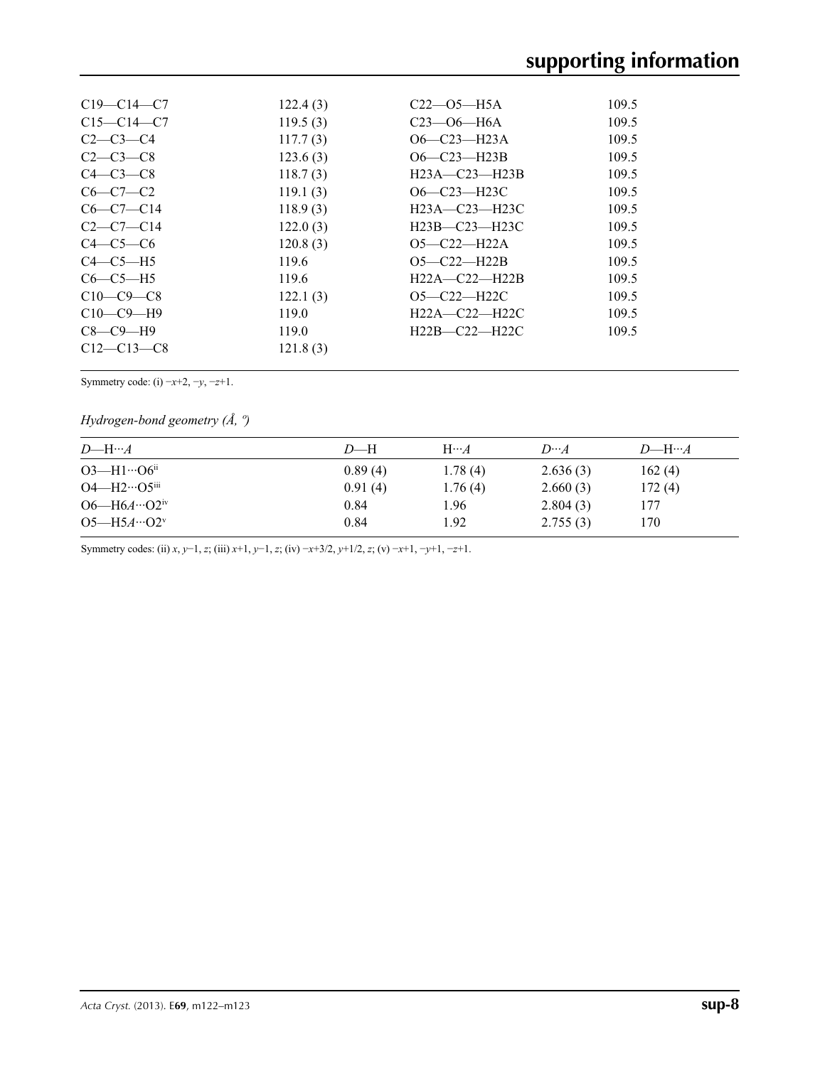| | | | |
|---|---|---|---|
| C19—C14—C7 | 122.4 (3) | C22—O5—H5A | 109.5 |
| C15—C14—C7 | 119.5 (3) | C23—O6—H6A | 109.5 |
| C2—C3—C4 | 117.7 (3) | O6—C23—H23A | 109.5 |
| C2—C3—C8 | 123.6 (3) | O6—C23—H23B | 109.5 |
| C4—C3—C8 | 118.7 (3) | H23A—C23—H23B | 109.5 |
| C6—C7—C2 | 119.1 (3) | O6—C23—H23C | 109.5 |
| C6—C7—C14 | 118.9 (3) | H23A—C23—H23C | 109.5 |
| C2—C7—C14 | 122.0 (3) | H23B—C23—H23C | 109.5 |
| C4—C5—C6 | 120.8 (3) | O5—C22—H22A | 109.5 |
| C4—C5—H5 | 119.6 | O5—C22—H22B | 109.5 |
| C6—C5—H5 | 119.6 | H22A—C22—H22B | 109.5 |
| C10—C9—C8 | 122.1 (3) | O5—C22—H22C | 109.5 |
| C10—C9—H9 | 119.0 | H22A—C22—H22C | 109.5 |
| C8—C9—H9 | 119.0 | H22B—C22—H22C | 109.5 |
| C12—C13—C8 | 121.8 (3) | | |

Symmetry code: (i) −x+2, −y, −z+1.

*Hydrogen-bond geometry (Å, º)*

| *D*—H···*A* | *D*—H | H···*A* | *D*···*A* | *D*—H···*A* |
|---|---|---|---|---|
| O3—H1···O6[ii] | 0.89 (4) | 1.78 (4) | 2.636 (3) | 162 (4) |
| O4—H2···O5[iii] | 0.91 (4) | 1.76 (4) | 2.660 (3) | 172 (4) |
| O6—H6*A*···O2[iv] | 0.84 | 1.96 | 2.804 (3) | 177 |
| O5—H5*A*···O2[v] | 0.84 | 1.92 | 2.755 (3) | 170 |

Symmetry codes: (ii) x, y−1, z; (iii) x+1, y−1, z; (iv) −x+3/2, y+1/2, z; (v) −x+1, −y+1, −z+1.